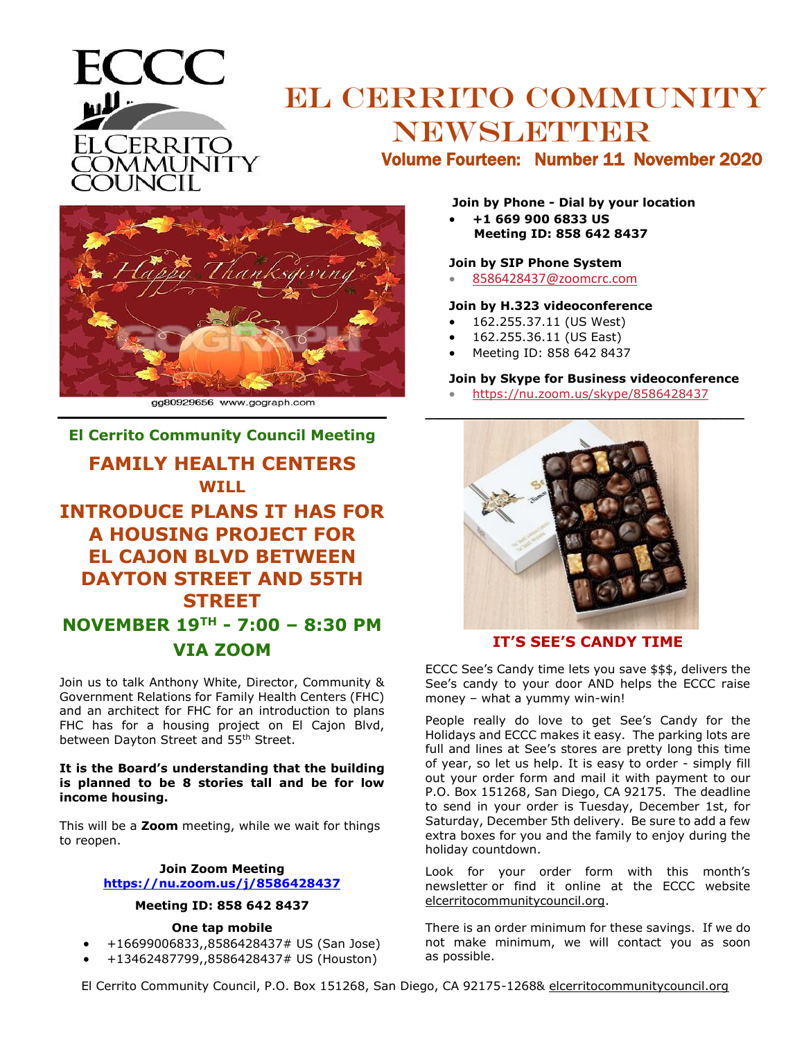# El Cerrito Community Newsletter

**Volume Fourteen: Number 11 November 2020**

## El Cerrito Community Council Meeting

## FAMILY HEALTH CENTERS WILL INTRODUCE PLANS IT HAS FOR A HOUSING PROJECT FOR EL CAJON BLVD BETWEEN DAYTON STREET AND 55TH STREET

## NOVEMBER 19TH - 7:00 – 8:30 PM VIA ZOOM

Join us to talk Anthony White, Director, Community & Government Relations for Family Health Centers (FHC) and an architect for FHC for an introduction to plans FHC has for a housing project on El Cajon Blvd, between Dayton Street and 55th Street.

**It is the Board's understanding that the building is planned to be 8 stories tall and be for low income housing.**

This will be a **Zoom** meeting, while we wait for things to reopen.

**Join Zoom Meeting**
**https://nu.zoom.us/j/8586428437**

**Meeting ID: 858 642 8437**

**One tap mobile**

- +16699006833,,8586428437# US (San Jose)
- +13462487799,,8586428437# US (Houston)

**Join by Phone - Dial by your location**

- **+1 669 900 6833 US**
  **Meeting ID: 858 642 8437**

**Join by SIP Phone System**

- 8586428437@zoomcrc.com

**Join by H.323 videoconference**

- 162.255.37.11 (US West)
- 162.255.36.11 (US East)
- Meeting ID: 858 642 8437

**Join by Skype for Business videoconference**

- https://nu.zoom.us/skype/8586428437

## IT'S SEE'S CANDY TIME

ECCC See's Candy time lets you save $$$, delivers the See's candy to your door AND helps the ECCC raise money – what a yummy win-win!

People really do love to get See's Candy for the Holidays and ECCC makes it easy. The parking lots are full and lines at See's stores are pretty long this time of year, so let us help. It is easy to order - simply fill out your order form and mail it with payment to our P.O. Box 151268, San Diego, CA 92175. The deadline to send in your order is Tuesday, December 1st, for Saturday, December 5th delivery. Be sure to add a few extra boxes for you and the family to enjoy during the holiday countdown.

Look for your order form with this month's newsletter or find it online at the ECCC website elcerritocommunitycouncil.org.

There is an order minimum for these savings. If we do not make minimum, we will contact you as soon as possible.

El Cerrito Community Council, P.O. Box 151268, San Diego, CA 92175-1268& elcerritocommunitycouncil.org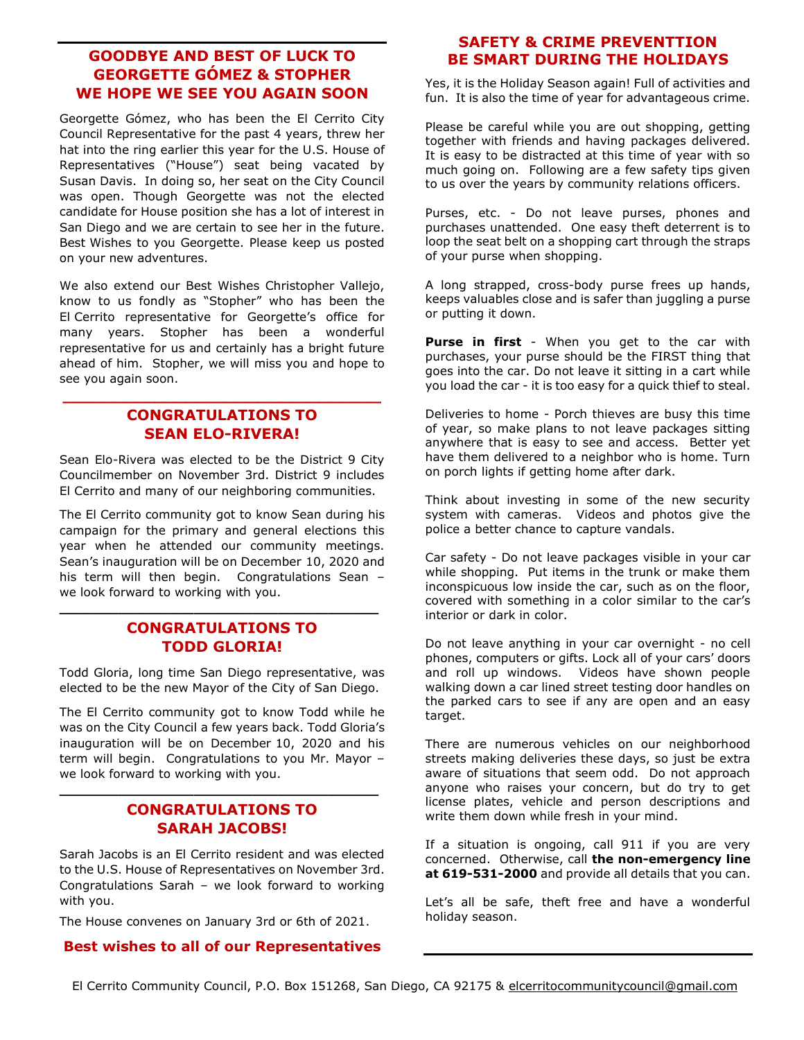## GOODBYE AND BEST OF LUCK TO GEORGETTE GÓMEZ & STOPHER WE HOPE WE SEE YOU AGAIN SOON

Georgette Gómez, who has been the El Cerrito City Council Representative for the past 4 years, threw her hat into the ring earlier this year for the U.S. House of Representatives ("House") seat being vacated by Susan Davis. In doing so, her seat on the City Council was open. Though Georgette was not the elected candidate for House position she has a lot of interest in San Diego and we are certain to see her in the future. Best Wishes to you Georgette. Please keep us posted on your new adventures.

We also extend our Best Wishes Christopher Vallejo, know to us fondly as "Stopher" who has been the El Cerrito representative for Georgette's office for many years. Stopher has been a wonderful representative for us and certainly has a bright future ahead of him. Stopher, we will miss you and hope to see you again soon.

## CONGRATULATIONS TO SEAN ELO-RIVERA!

Sean Elo-Rivera was elected to be the District 9 City Councilmember on November 3rd. District 9 includes El Cerrito and many of our neighboring communities.

The El Cerrito community got to know Sean during his campaign for the primary and general elections this year when he attended our community meetings. Sean's inauguration will be on December 10, 2020 and his term will then begin. Congratulations Sean – we look forward to working with you.

## CONGRATULATIONS TO TODD GLORIA!

Todd Gloria, long time San Diego representative, was elected to be the new Mayor of the City of San Diego.

The El Cerrito community got to know Todd while he was on the City Council a few years back. Todd Gloria's inauguration will be on December 10, 2020 and his term will begin. Congratulations to you Mr. Mayor – we look forward to working with you.

## CONGRATULATIONS TO SARAH JACOBS!

Sarah Jacobs is an El Cerrito resident and was elected to the U.S. House of Representatives on November 3rd. Congratulations Sarah – we look forward to working with you.

The House convenes on January 3rd or 6th of 2021.

**Best wishes to all of our Representatives**

## SAFETY & CRIME PREVENTTION BE SMART DURING THE HOLIDAYS

Yes, it is the Holiday Season again! Full of activities and fun. It is also the time of year for advantageous crime.

Please be careful while you are out shopping, getting together with friends and having packages delivered. It is easy to be distracted at this time of year with so much going on. Following are a few safety tips given to us over the years by community relations officers.

Purses, etc. - Do not leave purses, phones and purchases unattended. One easy theft deterrent is to loop the seat belt on a shopping cart through the straps of your purse when shopping.

A long strapped, cross-body purse frees up hands, keeps valuables close and is safer than juggling a purse or putting it down.

**Purse in first** - When you get to the car with purchases, your purse should be the FIRST thing that goes into the car. Do not leave it sitting in a cart while you load the car - it is too easy for a quick thief to steal.

Deliveries to home - Porch thieves are busy this time of year, so make plans to not leave packages sitting anywhere that is easy to see and access. Better yet have them delivered to a neighbor who is home. Turn on porch lights if getting home after dark.

Think about investing in some of the new security system with cameras. Videos and photos give the police a better chance to capture vandals.

Car safety - Do not leave packages visible in your car while shopping. Put items in the trunk or make them inconspicuous low inside the car, such as on the floor, covered with something in a color similar to the car's interior or dark in color.

Do not leave anything in your car overnight - no cell phones, computers or gifts. Lock all of your cars' doors and roll up windows. Videos have shown people walking down a car lined street testing door handles on the parked cars to see if any are open and an easy target.

There are numerous vehicles on our neighborhood streets making deliveries these days, so just be extra aware of situations that seem odd. Do not approach anyone who raises your concern, but do try to get license plates, vehicle and person descriptions and write them down while fresh in your mind.

If a situation is ongoing, call 911 if you are very concerned. Otherwise, call **the non-emergency line at 619-531-2000** and provide all details that you can.

Let's all be safe, theft free and have a wonderful holiday season.

El Cerrito Community Council, P.O. Box 151268, San Diego, CA 92175 & elcerritocommunitycouncil@gmail.com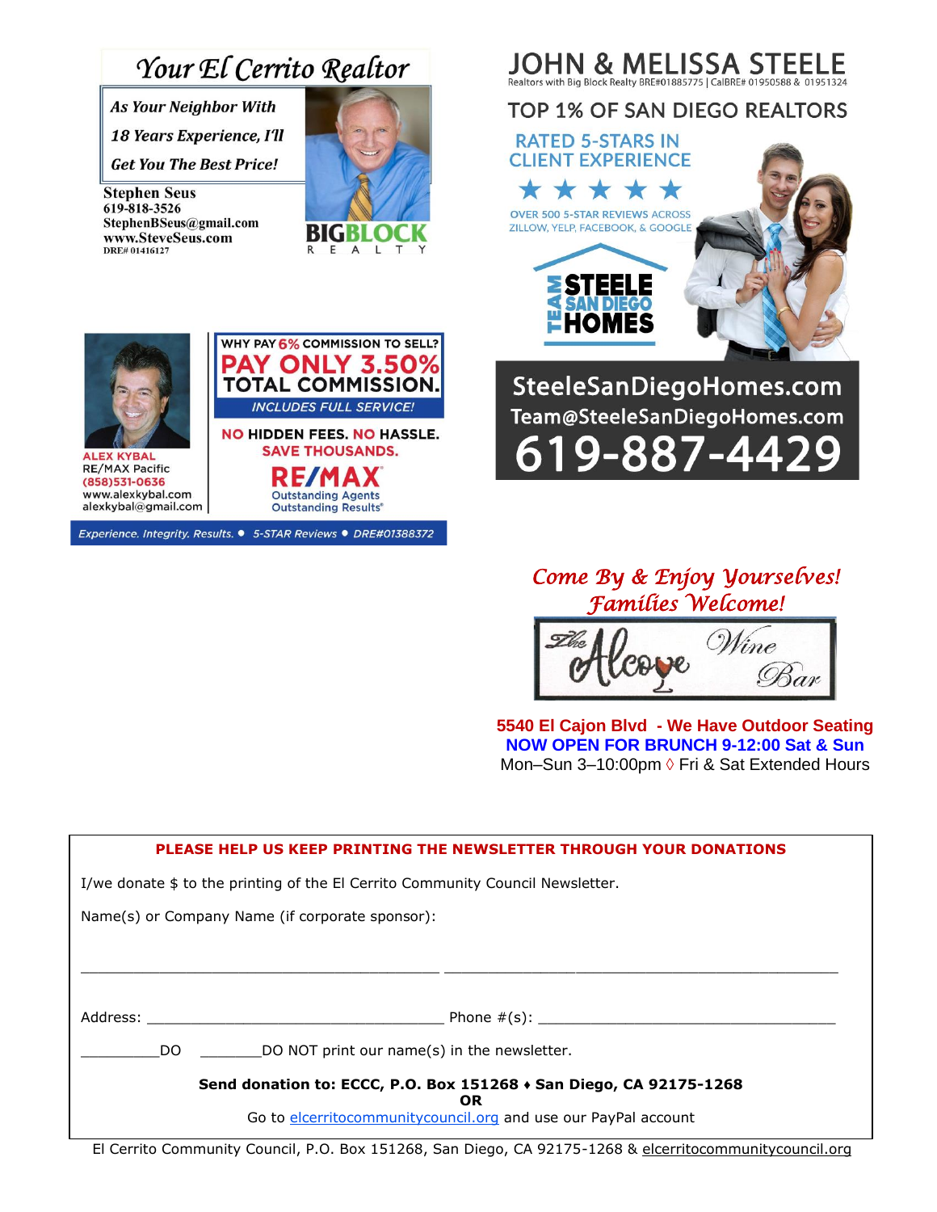## Your El Cerrito Realtor

*As Your Neighbor With 18 Years Experience, I'll Get You The Best Price!*

**Stephen Seus**
619-818-3526
StephenBSeus@gmail.com
www.SteveSeus.com
DRE# 01416127

BIGBLOCK REALTY

## JOHN & MELISSA STEELE

Realtors with Big Block Realty BRE#01885775 | CalBRE# 01950588 & 01951324

TOP 1% OF SAN DIEGO REALTORS

RATED 5-STARS IN CLIENT EXPERIENCE

★ ★ ★ ★ ★

OVER 500 5-STAR REVIEWS ACROSS ZILLOW, YELP, FACEBOOK, & GOOGLE

TEAM STEELE SAN DIEGO HOMES

SteeleSanDiegoHomes.com
Team@SteeleSanDiegoHomes.com
619-887-4429

**ALEX KYBAL**
RE/MAX Pacific
(858)531-0636
www.alexkybal.com
alexkybal@gmail.com

WHY PAY 6% COMMISSION TO SELL?
**PAY ONLY 3.50% TOTAL COMMISSION.**
*INCLUDES FULL SERVICE!*

NO HIDDEN FEES. NO HASSLE.
SAVE THOUSANDS.

RE/MAX
Outstanding Agents
Outstanding Results®

*Experience. Integrity. Results.* ● *5-STAR Reviews* ● *DRE#01388372*

*Come By & Enjoy Yourselves! Families Welcome!*

The Alcove Wine Bar

**5540 El Cajon Blvd - We Have Outdoor Seating**
**NOW OPEN FOR BRUNCH 9-12:00 Sat & Sun**
Mon–Sun 3–10:00pm ◊ Fri & Sat Extended Hours

**PLEASE HELP US KEEP PRINTING THE NEWSLETTER THROUGH YOUR DONATIONS**

I/we donate $ to the printing of the El Cerrito Community Council Newsletter.

Name(s) or Company Name (if corporate sponsor):

_________________________________________ _________________________________________

Address: __________________________________ Phone #(s): __________________________________

_________DO _______DO NOT print our name(s) in the newsletter.

**Send donation to: ECCC, P.O. Box 151268 ♦ San Diego, CA 92175-1268**
**OR**
Go to elcerritocommunitycouncil.org and use our PayPal account

El Cerrito Community Council, P.O. Box 151268, San Diego, CA 92175-1268 & elcerritocommunitycouncil.org